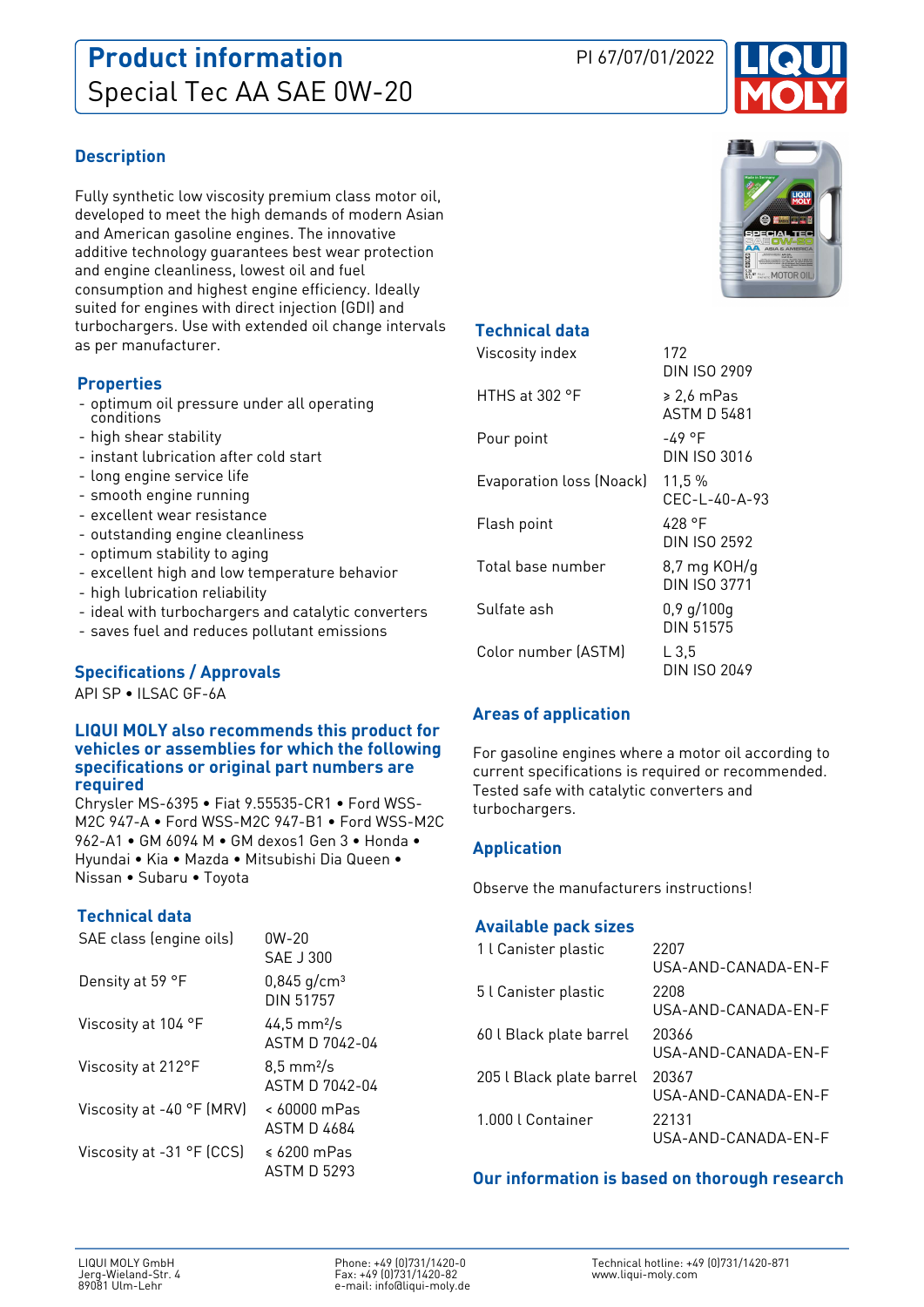# Product information

## Special Tec AA SAE 0W-20

PI 67/07/01/2022

### Description

Fully synthetic low viscosity premium class motor oil, developed to meet the high demands of modern Asian and American gasoline engines. The innovative additive technology guarantees best wear protection and engine cleanliness, lowest oil and fuel consumption and highest engine efficiency. Ideally suited for engines with direct injection (GDI) and turbochargers. Use with extended oil change intervals as per manufacturer.

### Properties

- optimum oil pressure under all operating conditions
- high shear stability
- instant lubrication after cold start
- long engine service life
- smooth engine running
- excellent wear resistance
- outstanding engine cleanliness
- optimum stability to aging
- excellent high and low temperature behavior
- high lubrication reliability
- ideal with turbochargers and catalytic converters
- saves fuel and reduces pollutant emissions

### Specifications / Approvals

API SP • ILSAC GF-6A

### LIQUI MOLY also recommends this product for vehicles or assemblies for which the following specifications or original part numbers are required

Chrysler MS-6395 • Fiat 9.55535-CR1 • Ford WSS-M2C 947-A • Ford WSS-M2C 947-B1 • Ford WSS-M2C 962-A1 • GM 6094 M • GM dexos1 Gen 3 • Honda • Hyundai • Kia • Mazda • Mitsubishi Dia Queen • Nissan • Subaru • Toyota

### Technical data

| | |
|---|---|
| SAE class (engine oils) | 0W-20<br>SAE J 300 |
| Density at 59 °F | 0,845 g/cm³<br>DIN 51757 |
| Viscosity at 104 °F | 44,5 mm²/s<br>ASTM D 7042-04 |
| Viscosity at 212°F | 8,5 mm²/s<br>ASTM D 7042-04 |
| Viscosity at -40 °F (MRV) | < 60000 mPas<br>ASTM D 4684 |
| Viscosity at -31 °F (CCS) | ≤ 6200 mPas<br>ASTM D 5293 |
| Viscosity index | 172<br>DIN ISO 2909 |
| HTHS at 302 °F | ≥ 2,6 mPas<br>ASTM D 5481 |
| Pour point | -49 °F<br>DIN ISO 3016 |
| Evaporation loss (Noack) | 11,5 %<br>CEC-L-40-A-93 |
| Flash point | 428 °F<br>DIN ISO 2592 |
| Total base number | 8,7 mg KOH/g<br>DIN ISO 3771 |
| Sulfate ash | 0,9 g/100g<br>DIN 51575 |
| Color number (ASTM) | L 3,5<br>DIN ISO 2049 |

### Areas of application

For gasoline engines where a motor oil according to current specifications is required or recommended. Tested safe with catalytic converters and turbochargers.

### Application

Observe the manufacturers instructions!

### Available pack sizes

| | |
|---|---|
| 1 l Canister plastic | 2207<br>USA-AND-CANADA-EN-F |
| 5 l Canister plastic | 2208<br>USA-AND-CANADA-EN-F |
| 60 l Black plate barrel | 20366<br>USA-AND-CANADA-EN-F |
| 205 l Black plate barrel | 20367<br>USA-AND-CANADA-EN-F |
| 1.000 l Container | 22131<br>USA-AND-CANADA-EN-F |

### Our information is based on thorough research

LIQUI MOLY GmbH
Jerg-Wieland-Str. 4
89081 Ulm-Lehr

Phone: +49 (0)731/1420-0
Fax: +49 (0)731/1420-82
e-mail: info@liqui-moly.de

Technical hotline: +49 (0)731/1420-871
www.liqui-moly.com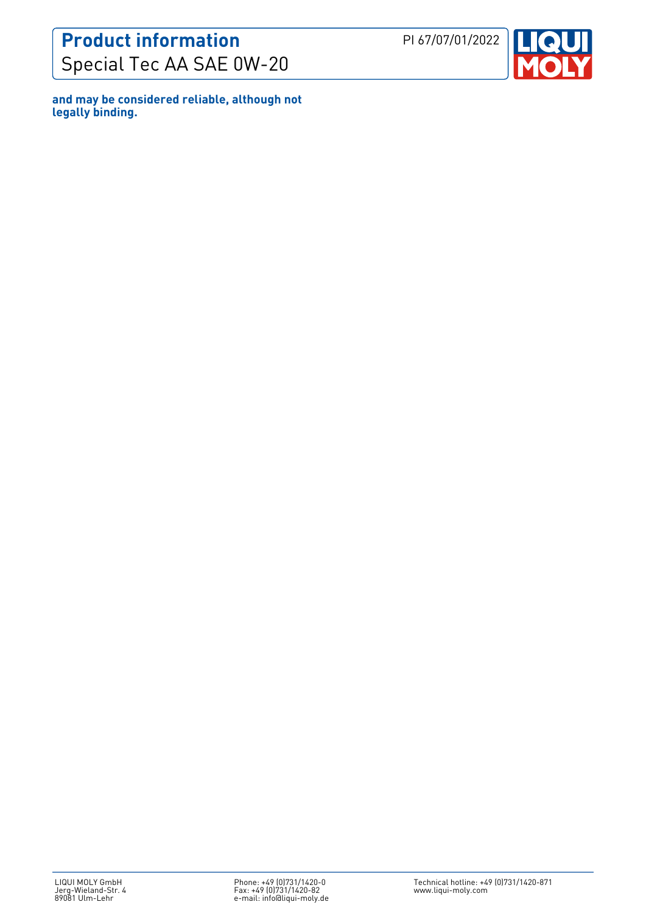**and may be considered reliable, although not legally binding.**